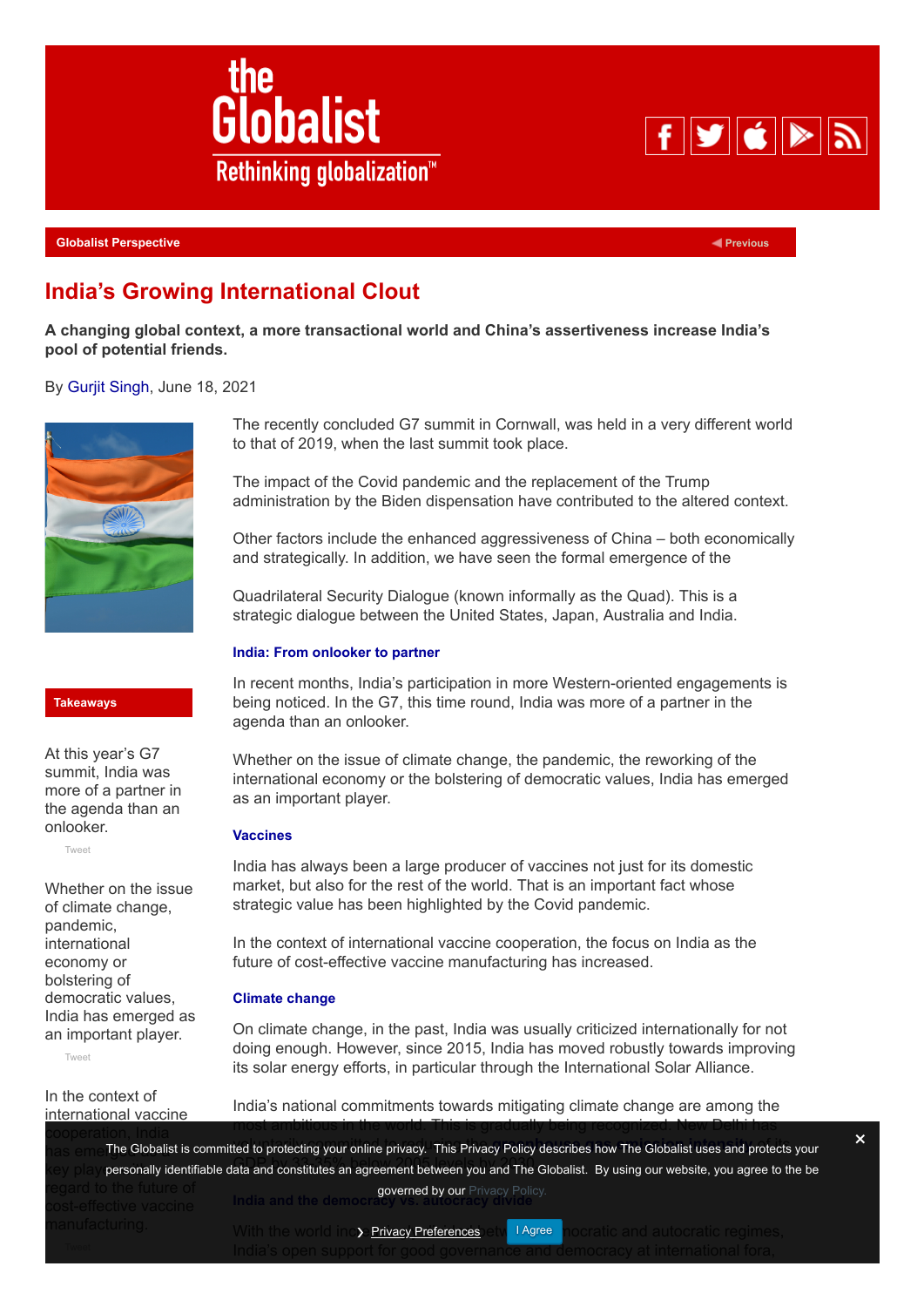Globalist Perspective

# India's Growing International Clout

**A changing global context, a more transactional world and China's assertiveness increase India's pool of potential friends.**

By Gurjit Singh, June 18, 2021

The recently concluded G7 summit in Cornwall, was held in a very different world to that of 2019, when the last summit took place.

The impact of the Covid pandemic and the replacement of the Trump administration by the Biden dispensation have contributed to the altered context.

Other factors include the enhanced aggressiveness of China – both economically and strategically. In addition, we have seen the formal emergence of the

Quadrilateral Security Dialogue (known informally as the Quad). This is a strategic dialogue between the United States, Japan, Australia and India.

### Takeaways

At this year's G7 summit, India was more of a partner in the agenda than an onlooker.

Whether on the issue of climate change, pandemic, international economy or bolstering of democratic values, India has emerged as an important player.

In the context of international vaccine cooperation, India has emerged as a key player with regard to the future of cost-effective vaccine manufacturing.

### India: From onlooker to partner

In recent months, India's participation in more Western-oriented engagements is being noticed. In the G7, this time round, India was more of a partner in the agenda than an onlooker.

Whether on the issue of climate change, the pandemic, the reworking of the international economy or the bolstering of democratic values, India has emerged as an important player.

### Vaccines

India has always been a large producer of vaccines not just for its domestic market, but also for the rest of the world. That is an important fact whose strategic value has been highlighted by the Covid pandemic.

In the context of international vaccine cooperation, the focus on India as the future of cost-effective vaccine manufacturing has increased.

### Climate change

On climate change, in the past, India was usually criticized internationally for not doing enough. However, since 2015, India has moved robustly towards improving its solar energy efforts, in particular through the International Solar Alliance.

India's national commitments towards mitigating climate change are among the most ambitious in the world. This is gradually being recognized. New Delhi has

### India and the democracy vs. autocracy divide

With the world inc... democratic and autocratic regimes, India's open support for good governance and democracy at international fora,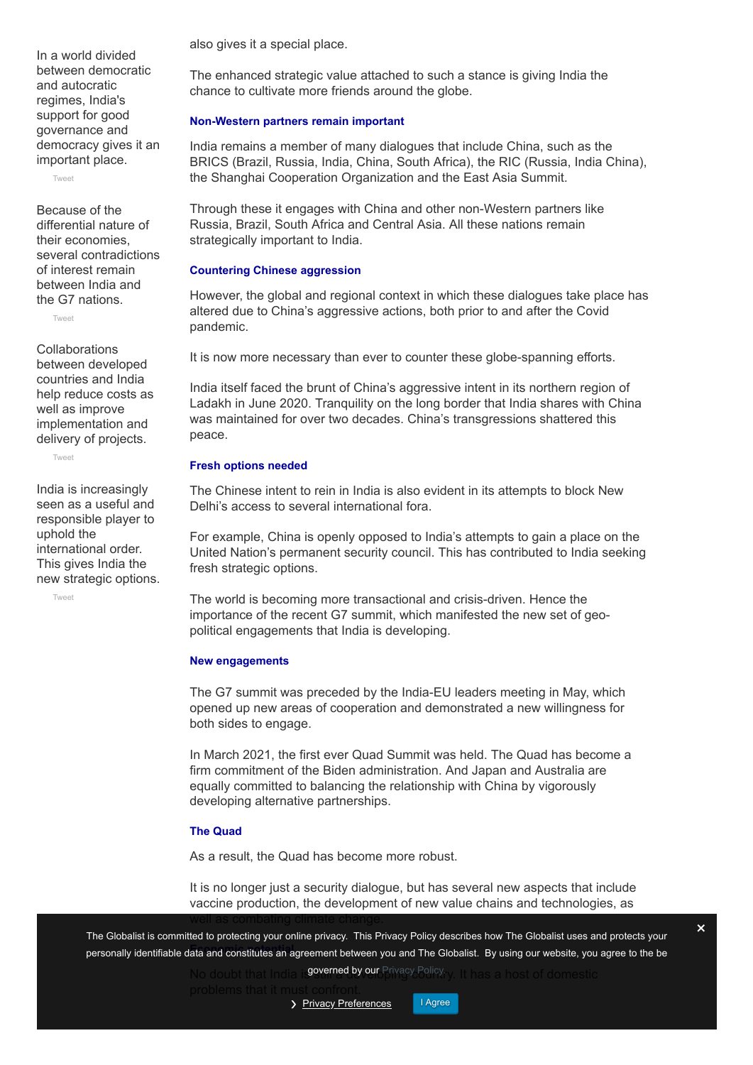also gives it a special place.

The enhanced strategic value attached to such a stance is giving India the chance to cultivate more friends around the globe.

> In a world divided between democratic and autocratic regimes, India's support for good governance and democracy gives it an important place.

> Because of the differential nature of their economies, several contradictions of interest remain between India and the G7 nations.

> Collaborations between developed countries and India help reduce costs as well as improve implementation and delivery of projects.

> India is increasingly seen as a useful and responsible player to uphold the international order. This gives India the new strategic options.

### Non-Western partners remain important

India remains a member of many dialogues that include China, such as the BRICS (Brazil, Russia, India, China, South Africa), the RIC (Russia, India China), the Shanghai Cooperation Organization and the East Asia Summit.

Through these it engages with China and other non-Western partners like Russia, Brazil, South Africa and Central Asia. All these nations remain strategically important to India.

### Countering Chinese aggression

However, the global and regional context in which these dialogues take place has altered due to China's aggressive actions, both prior to and after the Covid pandemic.

It is now more necessary than ever to counter these globe-spanning efforts.

India itself faced the brunt of China's aggressive intent in its northern region of Ladakh in June 2020. Tranquility on the long border that India shares with China was maintained for over two decades. China's transgressions shattered this peace.

### Fresh options needed

The Chinese intent to rein in India is also evident in its attempts to block New Delhi's access to several international fora.

For example, China is openly opposed to India's attempts to gain a place on the United Nation's permanent security council. This has contributed to India seeking fresh strategic options.

The world is becoming more transactional and crisis-driven. Hence the importance of the recent G7 summit, which manifested the new set of geo-political engagements that India is developing.

### New engagements

The G7 summit was preceded by the India-EU leaders meeting in May, which opened up new areas of cooperation and demonstrated a new willingness for both sides to engage.

In March 2021, the first ever Quad Summit was held. The Quad has become a firm commitment of the Biden administration. And Japan and Australia are equally committed to balancing the relationship with China by vigorously developing alternative partnerships.

### The Quad

As a result, the Quad has become more robust.

It is no longer just a security dialogue, but has several new aspects that include vaccine production, the development of new value chains and technologies, as well as combating climate change.

No doubt that India is still a developing country. It has a host of domestic problems that it must confront.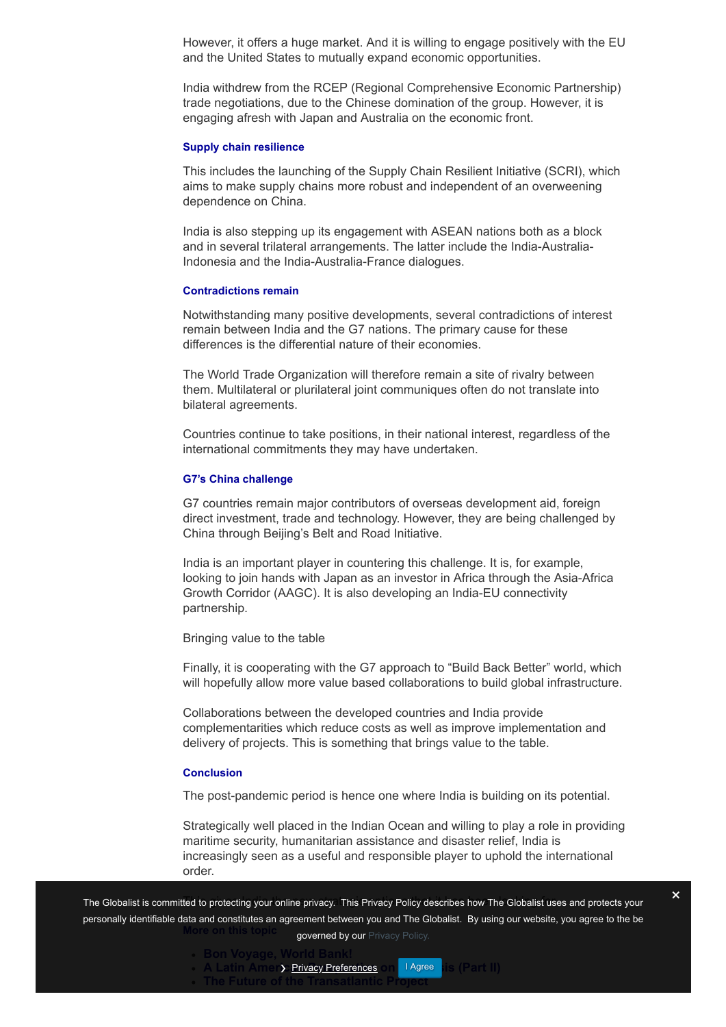However, it offers a huge market. And it is willing to engage positively with the EU and the United States to mutually expand economic opportunities.

India withdrew from the RCEP (Regional Comprehensive Economic Partnership) trade negotiations, due to the Chinese domination of the group. However, it is engaging afresh with Japan and Australia on the economic front.

#### Supply chain resilience

This includes the launching of the Supply Chain Resilient Initiative (SCRI), which aims to make supply chains more robust and independent of an overweening dependence on China.

India is also stepping up its engagement with ASEAN nations both as a block and in several trilateral arrangements. The latter include the India-Australia-Indonesia and the India-Australia-France dialogues.

#### Contradictions remain

Notwithstanding many positive developments, several contradictions of interest remain between India and the G7 nations. The primary cause for these differences is the differential nature of their economies.

The World Trade Organization will therefore remain a site of rivalry between them. Multilateral or plurilateral joint communiques often do not translate into bilateral agreements.

Countries continue to take positions, in their national interest, regardless of the international commitments they may have undertaken.

#### G7's China challenge

G7 countries remain major contributors of overseas development aid, foreign direct investment, trade and technology. However, they are being challenged by China through Beijing's Belt and Road Initiative.

India is an important player in countering this challenge. It is, for example, looking to join hands with Japan as an investor in Africa through the Asia-Africa Growth Corridor (AAGC). It is also developing an India-EU connectivity partnership.

Bringing value to the table

Finally, it is cooperating with the G7 approach to "Build Back Better" world, which will hopefully allow more value based collaborations to build global infrastructure.

Collaborations between the developed countries and India provide complementarities which reduce costs as well as improve implementation and delivery of projects. This is something that brings value to the table.

#### Conclusion

The post-pandemic period is hence one where India is building on its potential.

Strategically well placed in the Indian Ocean and willing to play a role in providing maritime security, humanitarian assistance and disaster relief, India is increasingly seen as a useful and responsible player to uphold the international order.

The Globalist is committed to protecting your online privacy. This Privacy Policy describes how The Globalist uses and protects your personally identifiable data and constitutes an agreement between you and The Globalist. By using our website, you agree to the be governed by our Privacy Policy.

More on this topic

- Bon Voyage, World Bank!
- A Latin Amer... (Part II)
- The Future of the Transatlantic Project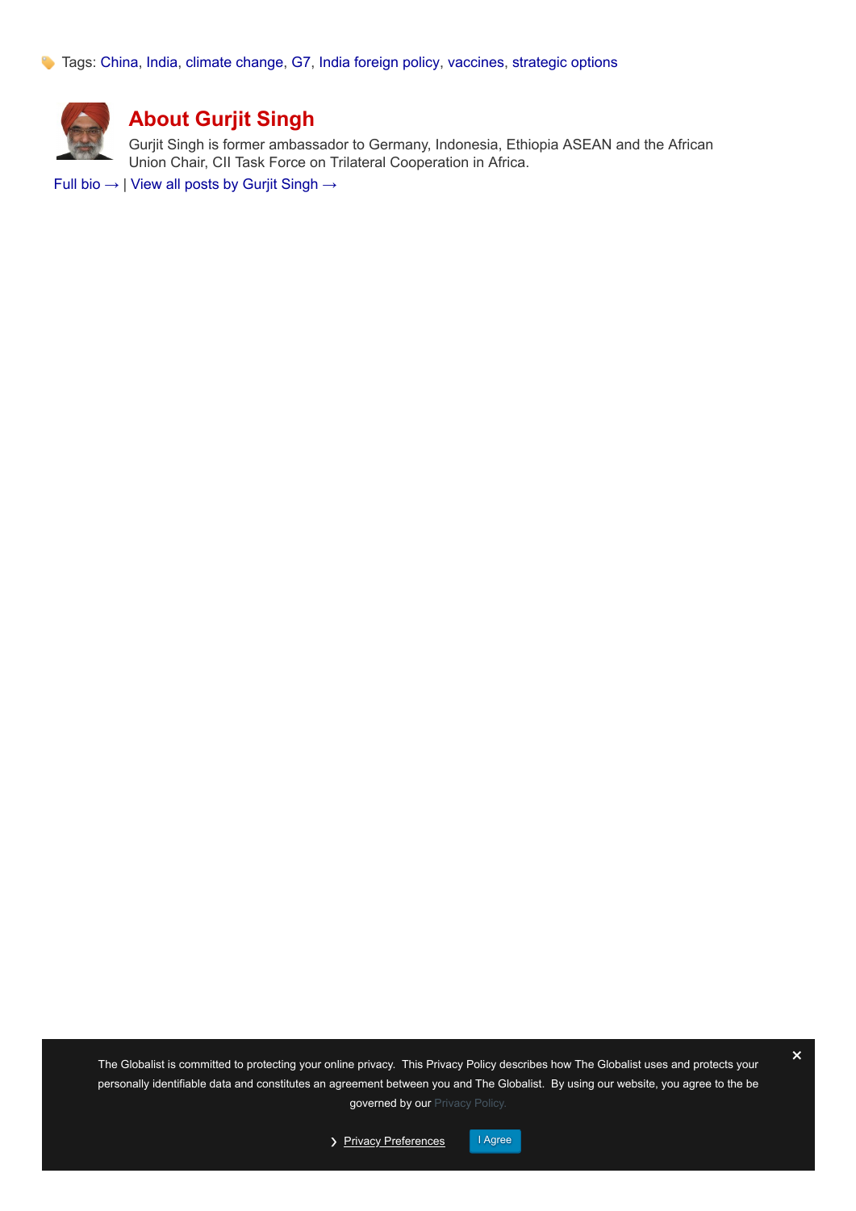Tags: China, India, climate change, G7, India foreign policy, vaccines, strategic options

## About Gurjit Singh

Gurjit Singh is former ambassador to Germany, Indonesia, Ethiopia ASEAN and the African Union Chair, CII Task Force on Trilateral Cooperation in Africa.

Full bio → | View all posts by Gurjit Singh →

The Globalist is committed to protecting your online privacy. This Privacy Policy describes how The Globalist uses and protects your personally identifiable data and constitutes an agreement between you and The Globalist. By using our website, you agree to the be governed by our Privacy Policy.

Privacy Preferences

I Agree